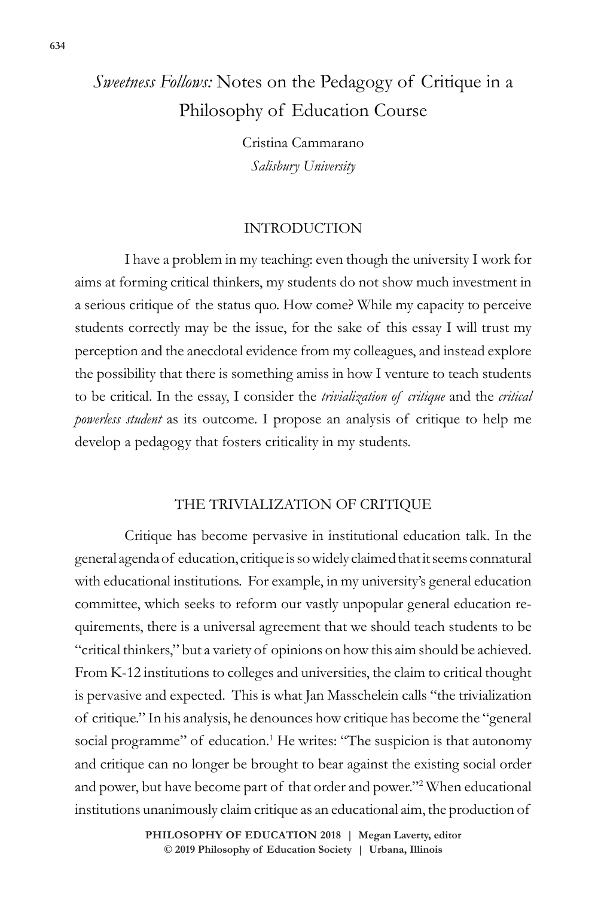# *Sweetness Follows:* Notes on the Pedagogy of Critique in a Philosophy of Education Course

Cristina Cammarano
*Salisbury University*

## INTRODUCTION

I have a problem in my teaching: even though the university I work for aims at forming critical thinkers, my students do not show much investment in a serious critique of the status quo. How come? While my capacity to perceive students correctly may be the issue, for the sake of this essay I will trust my perception and the anecdotal evidence from my colleagues, and instead explore the possibility that there is something amiss in how I venture to teach students to be critical. In the essay, I consider the *trivialization of critique* and the *critical powerless student* as its outcome. I propose an analysis of critique to help me develop a pedagogy that fosters criticality in my students.

## THE TRIVIALIZATION OF CRITIQUE

Critique has become pervasive in institutional education talk. In the general agenda of education, critique is so widely claimed that it seems connatural with educational institutions. For example, in my university's general education committee, which seeks to reform our vastly unpopular general education requirements, there is a universal agreement that we should teach students to be "critical thinkers," but a variety of opinions on how this aim should be achieved. From K-12 institutions to colleges and universities, the claim to critical thought is pervasive and expected. This is what Jan Masschelein calls "the trivialization of critique." In his analysis, he denounces how critique has become the "general social programme" of education.[1] He writes: "The suspicion is that autonomy and critique can no longer be brought to bear against the existing social order and power, but have become part of that order and power."[2] When educational institutions unanimously claim critique as an educational aim, the production of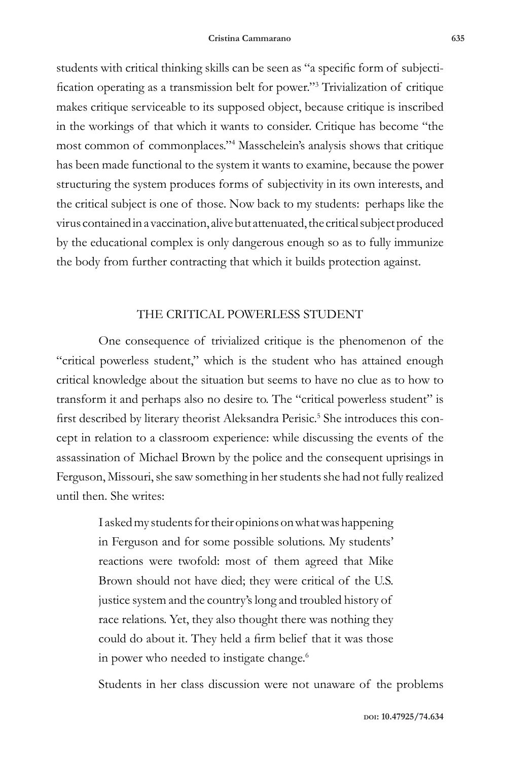students with critical thinking skills can be seen as "a specific form of subjectification operating as a transmission belt for power."[3] Trivialization of critique makes critique serviceable to its supposed object, because critique is inscribed in the workings of that which it wants to consider. Critique has become "the most common of commonplaces."[4] Masschelein's analysis shows that critique has been made functional to the system it wants to examine, because the power structuring the system produces forms of subjectivity in its own interests, and the critical subject is one of those. Now back to my students: perhaps like the virus contained in a vaccination, alive but attenuated, the critical subject produced by the educational complex is only dangerous enough so as to fully immunize the body from further contracting that which it builds protection against.

## THE CRITICAL POWERLESS STUDENT

One consequence of trivialized critique is the phenomenon of the "critical powerless student," which is the student who has attained enough critical knowledge about the situation but seems to have no clue as to how to transform it and perhaps also no desire to. The "critical powerless student" is first described by literary theorist Aleksandra Perisic.[5] She introduces this concept in relation to a classroom experience: while discussing the events of the assassination of Michael Brown by the police and the consequent uprisings in Ferguson, Missouri, she saw something in her students she had not fully realized until then. She writes:

> I asked my students for their opinions on what was happening in Ferguson and for some possible solutions. My students' reactions were twofold: most of them agreed that Mike Brown should not have died; they were critical of the U.S. justice system and the country's long and troubled history of race relations. Yet, they also thought there was nothing they could do about it. They held a firm belief that it was those in power who needed to instigate change.[6]

Students in her class discussion were not unaware of the problems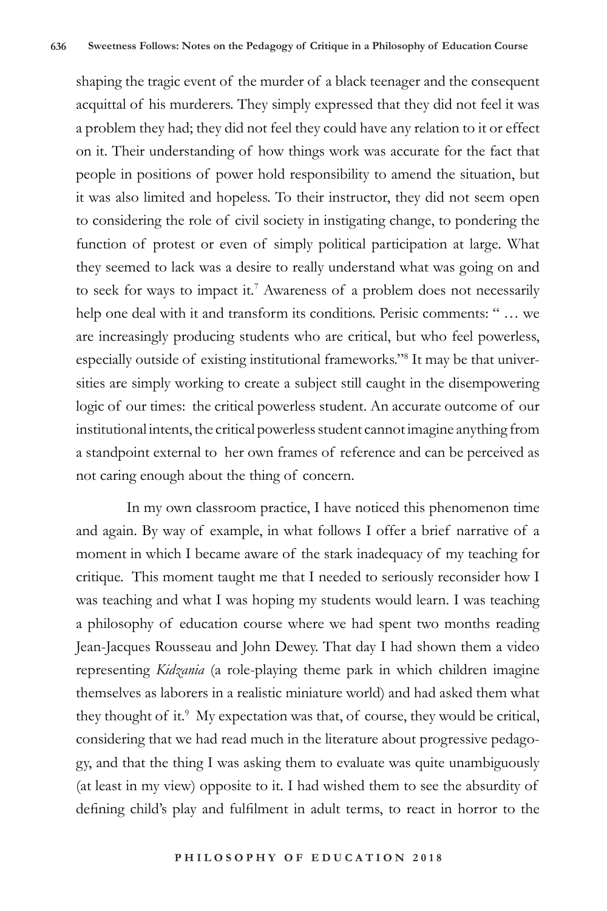shaping the tragic event of the murder of a black teenager and the consequent acquittal of his murderers. They simply expressed that they did not feel it was a problem they had; they did not feel they could have any relation to it or effect on it. Their understanding of how things work was accurate for the fact that people in positions of power hold responsibility to amend the situation, but it was also limited and hopeless. To their instructor, they did not seem open to considering the role of civil society in instigating change, to pondering the function of protest or even of simply political participation at large. What they seemed to lack was a desire to really understand what was going on and to seek for ways to impact it.[7] Awareness of a problem does not necessarily help one deal with it and transform its conditions. Perisic comments: " … we are increasingly producing students who are critical, but who feel powerless, especially outside of existing institutional frameworks."[8] It may be that universities are simply working to create a subject still caught in the disempowering logic of our times: the critical powerless student. An accurate outcome of our institutional intents, the critical powerless student cannot imagine anything from a standpoint external to her own frames of reference and can be perceived as not caring enough about the thing of concern.

In my own classroom practice, I have noticed this phenomenon time and again. By way of example, in what follows I offer a brief narrative of a moment in which I became aware of the stark inadequacy of my teaching for critique. This moment taught me that I needed to seriously reconsider how I was teaching and what I was hoping my students would learn. I was teaching a philosophy of education course where we had spent two months reading Jean-Jacques Rousseau and John Dewey. That day I had shown them a video representing *Kidzania* (a role-playing theme park in which children imagine themselves as laborers in a realistic miniature world) and had asked them what they thought of it.[9] My expectation was that, of course, they would be critical, considering that we had read much in the literature about progressive pedagogy, and that the thing I was asking them to evaluate was quite unambiguously (at least in my view) opposite to it. I had wished them to see the absurdity of defining child's play and fulfilment in adult terms, to react in horror to the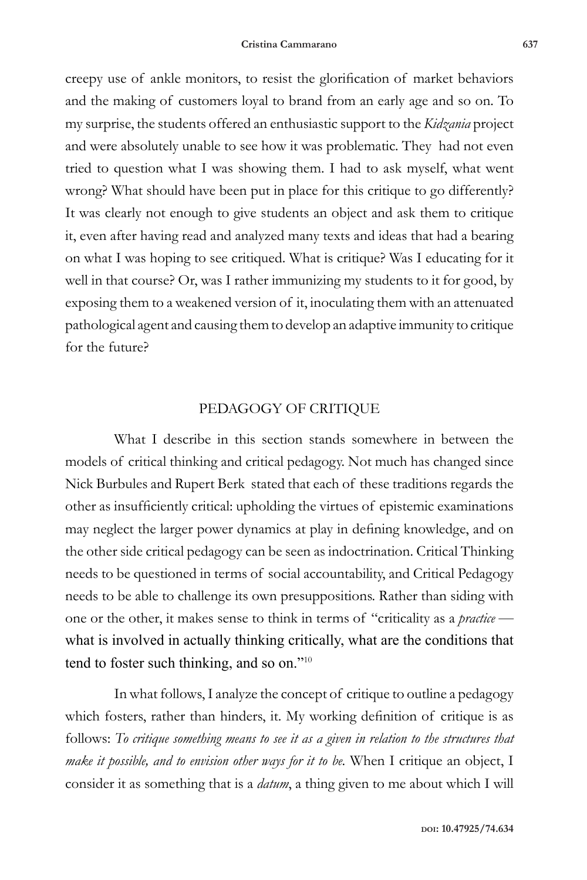creepy use of ankle monitors, to resist the glorification of market behaviors and the making of customers loyal to brand from an early age and so on. To my surprise, the students offered an enthusiastic support to the *Kidzania* project and were absolutely unable to see how it was problematic. They had not even tried to question what I was showing them. I had to ask myself, what went wrong? What should have been put in place for this critique to go differently? It was clearly not enough to give students an object and ask them to critique it, even after having read and analyzed many texts and ideas that had a bearing on what I was hoping to see critiqued. What is critique? Was I educating for it well in that course? Or, was I rather immunizing my students to it for good, by exposing them to a weakened version of it, inoculating them with an attenuated pathological agent and causing them to develop an adaptive immunity to critique for the future?

## PEDAGOGY OF CRITIQUE

What I describe in this section stands somewhere in between the models of critical thinking and critical pedagogy. Not much has changed since Nick Burbules and Rupert Berk stated that each of these traditions regards the other as insufficiently critical: upholding the virtues of epistemic examinations may neglect the larger power dynamics at play in defining knowledge, and on the other side critical pedagogy can be seen as indoctrination. Critical Thinking needs to be questioned in terms of social accountability, and Critical Pedagogy needs to be able to challenge its own presuppositions. Rather than siding with one or the other, it makes sense to think in terms of "criticality as a *practice* — what is involved in actually thinking critically, what are the conditions that tend to foster such thinking, and so on."[10]

In what follows, I analyze the concept of critique to outline a pedagogy which fosters, rather than hinders, it. My working definition of critique is as follows: *To critique something means to see it as a given in relation to the structures that make it possible, and to envision other ways for it to be.* When I critique an object, I consider it as something that is a *datum*, a thing given to me about which I will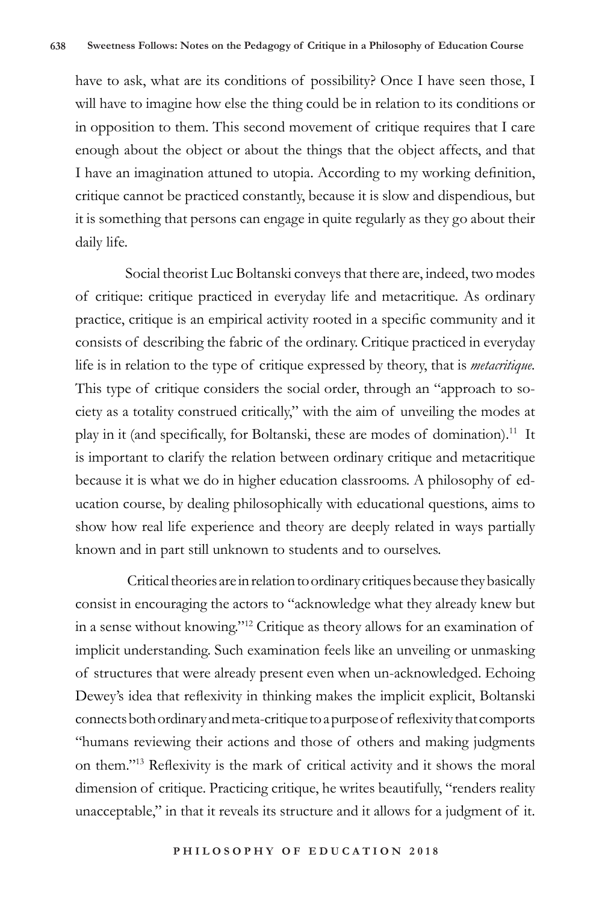have to ask, what are its conditions of possibility? Once I have seen those, I will have to imagine how else the thing could be in relation to its conditions or in opposition to them. This second movement of critique requires that I care enough about the object or about the things that the object affects, and that I have an imagination attuned to utopia. According to my working definition, critique cannot be practiced constantly, because it is slow and dispendious, but it is something that persons can engage in quite regularly as they go about their daily life.

Social theorist Luc Boltanski conveys that there are, indeed, two modes of critique: critique practiced in everyday life and metacritique. As ordinary practice, critique is an empirical activity rooted in a specific community and it consists of describing the fabric of the ordinary. Critique practiced in everyday life is in relation to the type of critique expressed by theory, that is *metacritique*. This type of critique considers the social order, through an "approach to society as a totality construed critically," with the aim of unveiling the modes at play in it (and specifically, for Boltanski, these are modes of domination).[11] It is important to clarify the relation between ordinary critique and metacritique because it is what we do in higher education classrooms. A philosophy of education course, by dealing philosophically with educational questions, aims to show how real life experience and theory are deeply related in ways partially known and in part still unknown to students and to ourselves.

Critical theories are in relation to ordinary critiques because they basically consist in encouraging the actors to "acknowledge what they already knew but in a sense without knowing."[12] Critique as theory allows for an examination of implicit understanding. Such examination feels like an unveiling or unmasking of structures that were already present even when un-acknowledged. Echoing Dewey's idea that reflexivity in thinking makes the implicit explicit, Boltanski connects both ordinary and meta-critique to a purpose of reflexivity that comports "humans reviewing their actions and those of others and making judgments on them."[13] Reflexivity is the mark of critical activity and it shows the moral dimension of critique. Practicing critique, he writes beautifully, "renders reality unacceptable," in that it reveals its structure and it allows for a judgment of it.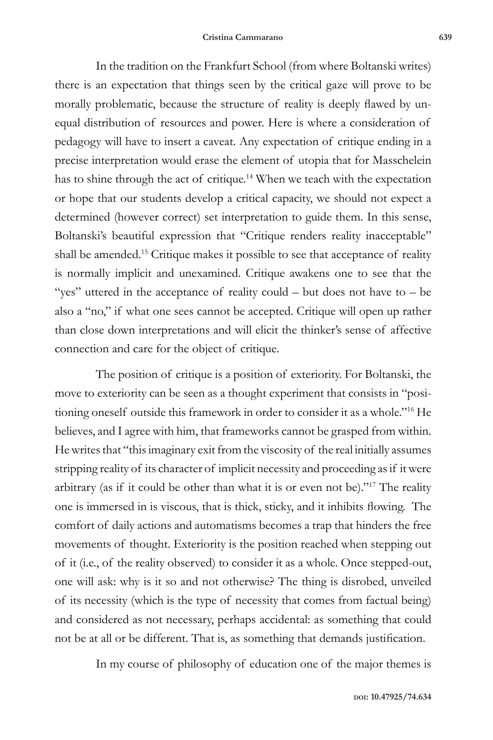In the tradition on the Frankfurt School (from where Boltanski writes) there is an expectation that things seen by the critical gaze will prove to be morally problematic, because the structure of reality is deeply flawed by unequal distribution of resources and power. Here is where a consideration of pedagogy will have to insert a caveat. Any expectation of critique ending in a precise interpretation would erase the element of utopia that for Masschelein has to shine through the act of critique.[14] When we teach with the expectation or hope that our students develop a critical capacity, we should not expect a determined (however correct) set interpretation to guide them. In this sense, Boltanski's beautiful expression that "Critique renders reality inacceptable" shall be amended.[15] Critique makes it possible to see that acceptance of reality is normally implicit and unexamined. Critique awakens one to see that the "yes" uttered in the acceptance of reality could – but does not have to – be also a "no," if what one sees cannot be accepted. Critique will open up rather than close down interpretations and will elicit the thinker's sense of affective connection and care for the object of critique.

The position of critique is a position of exteriority. For Boltanski, the move to exteriority can be seen as a thought experiment that consists in "positioning oneself outside this framework in order to consider it as a whole."[16] He believes, and I agree with him, that frameworks cannot be grasped from within. He writes that "this imaginary exit from the viscosity of the real initially assumes stripping reality of its character of implicit necessity and proceeding as if it were arbitrary (as if it could be other than what it is or even not be)."[17] The reality one is immersed in is viscous, that is thick, sticky, and it inhibits flowing. The comfort of daily actions and automatisms becomes a trap that hinders the free movements of thought. Exteriority is the position reached when stepping out of it (i.e., of the reality observed) to consider it as a whole. Once stepped-out, one will ask: why is it so and not otherwise? The thing is disrobed, unveiled of its necessity (which is the type of necessity that comes from factual being) and considered as not necessary, perhaps accidental: as something that could not be at all or be different. That is, as something that demands justification.

In my course of philosophy of education one of the major themes is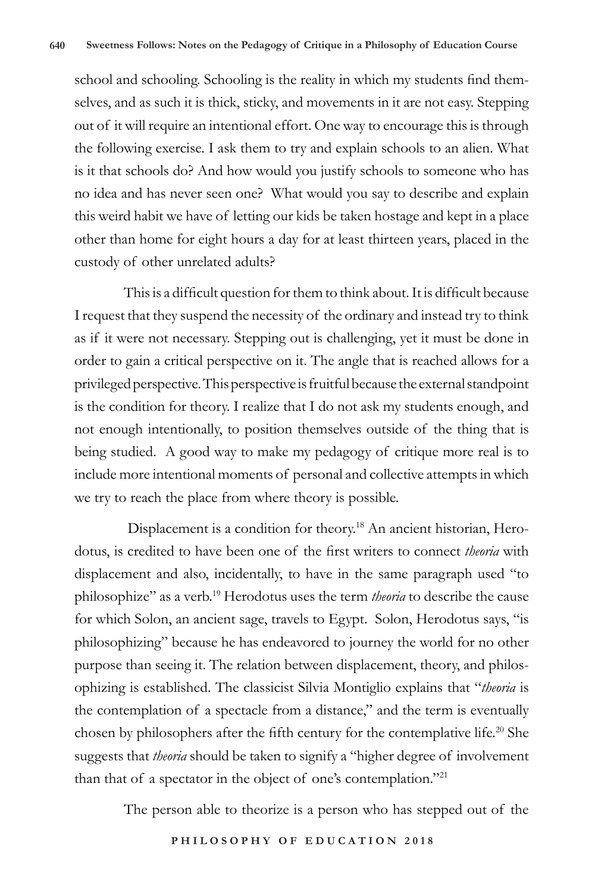school and schooling. Schooling is the reality in which my students find themselves, and as such it is thick, sticky, and movements in it are not easy. Stepping out of it will require an intentional effort. One way to encourage this is through the following exercise. I ask them to try and explain schools to an alien. What is it that schools do? And how would you justify schools to someone who has no idea and has never seen one? What would you say to describe and explain this weird habit we have of letting our kids be taken hostage and kept in a place other than home for eight hours a day for at least thirteen years, placed in the custody of other unrelated adults?

This is a difficult question for them to think about. It is difficult because I request that they suspend the necessity of the ordinary and instead try to think as if it were not necessary. Stepping out is challenging, yet it must be done in order to gain a critical perspective on it. The angle that is reached allows for a privileged perspective. This perspective is fruitful because the external standpoint is the condition for theory. I realize that I do not ask my students enough, and not enough intentionally, to position themselves outside of the thing that is being studied. A good way to make my pedagogy of critique more real is to include more intentional moments of personal and collective attempts in which we try to reach the place from where theory is possible.

Displacement is a condition for theory.[18] An ancient historian, Herodotus, is credited to have been one of the first writers to connect *theoria* with displacement and also, incidentally, to have in the same paragraph used "to philosophize" as a verb.[19] Herodotus uses the term *theoria* to describe the cause for which Solon, an ancient sage, travels to Egypt. Solon, Herodotus says, "is philosophizing" because he has endeavored to journey the world for no other purpose than seeing it. The relation between displacement, theory, and philosophizing is established. The classicist Silvia Montiglio explains that "*theoria* is the contemplation of a spectacle from a distance," and the term is eventually chosen by philosophers after the fifth century for the contemplative life.[20] She suggests that *theoria* should be taken to signify a "higher degree of involvement than that of a spectator in the object of one's contemplation."[21]

The person able to theorize is a person who has stepped out of the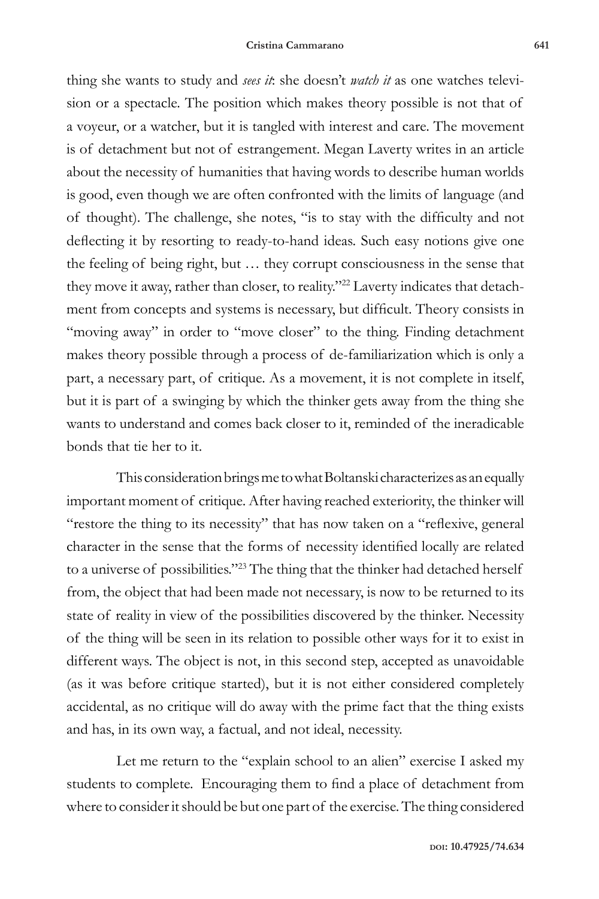thing she wants to study and *sees it*: she doesn't *watch it* as one watches television or a spectacle. The position which makes theory possible is not that of a voyeur, or a watcher, but it is tangled with interest and care. The movement is of detachment but not of estrangement. Megan Laverty writes in an article about the necessity of humanities that having words to describe human worlds is good, even though we are often confronted with the limits of language (and of thought). The challenge, she notes, "is to stay with the difficulty and not deflecting it by resorting to ready-to-hand ideas. Such easy notions give one the feeling of being right, but … they corrupt consciousness in the sense that they move it away, rather than closer, to reality."[22] Laverty indicates that detachment from concepts and systems is necessary, but difficult. Theory consists in "moving away" in order to "move closer" to the thing. Finding detachment makes theory possible through a process of de-familiarization which is only a part, a necessary part, of critique. As a movement, it is not complete in itself, but it is part of a swinging by which the thinker gets away from the thing she wants to understand and comes back closer to it, reminded of the ineradicable bonds that tie her to it.

This consideration brings me to what Boltanski characterizes as an equally important moment of critique. After having reached exteriority, the thinker will "restore the thing to its necessity" that has now taken on a "reflexive, general character in the sense that the forms of necessity identified locally are related to a universe of possibilities."[23] The thing that the thinker had detached herself from, the object that had been made not necessary, is now to be returned to its state of reality in view of the possibilities discovered by the thinker. Necessity of the thing will be seen in its relation to possible other ways for it to exist in different ways. The object is not, in this second step, accepted as unavoidable (as it was before critique started), but it is not either considered completely accidental, as no critique will do away with the prime fact that the thing exists and has, in its own way, a factual, and not ideal, necessity.

Let me return to the "explain school to an alien" exercise I asked my students to complete. Encouraging them to find a place of detachment from where to consider it should be but one part of the exercise. The thing considered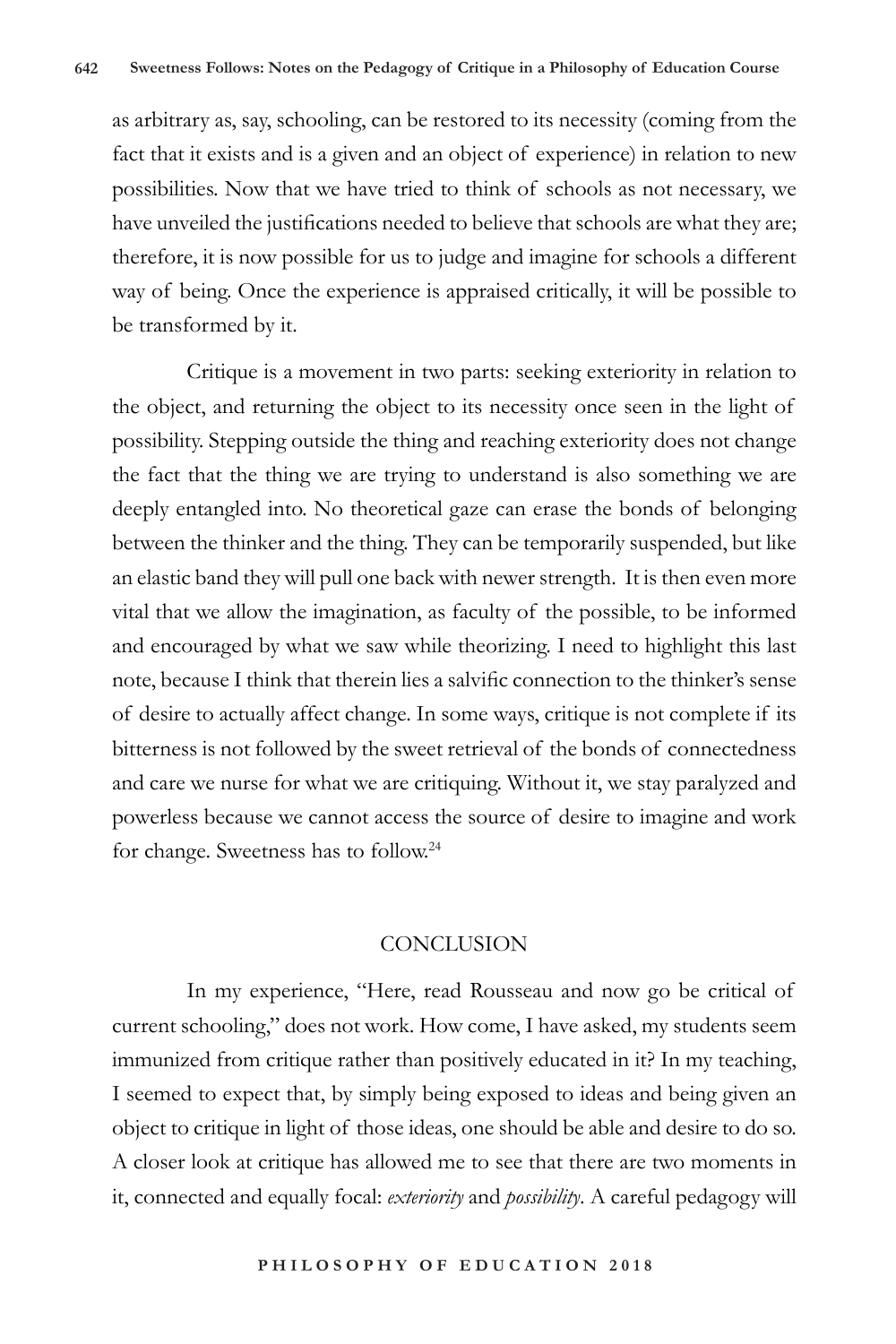as arbitrary as, say, schooling, can be restored to its necessity (coming from the fact that it exists and is a given and an object of experience) in relation to new possibilities. Now that we have tried to think of schools as not necessary, we have unveiled the justifications needed to believe that schools are what they are; therefore, it is now possible for us to judge and imagine for schools a different way of being. Once the experience is appraised critically, it will be possible to be transformed by it.

Critique is a movement in two parts: seeking exteriority in relation to the object, and returning the object to its necessity once seen in the light of possibility. Stepping outside the thing and reaching exteriority does not change the fact that the thing we are trying to understand is also something we are deeply entangled into. No theoretical gaze can erase the bonds of belonging between the thinker and the thing. They can be temporarily suspended, but like an elastic band they will pull one back with newer strength. It is then even more vital that we allow the imagination, as faculty of the possible, to be informed and encouraged by what we saw while theorizing. I need to highlight this last note, because I think that therein lies a salvific connection to the thinker's sense of desire to actually affect change. In some ways, critique is not complete if its bitterness is not followed by the sweet retrieval of the bonds of connectedness and care we nurse for what we are critiquing. Without it, we stay paralyzed and powerless because we cannot access the source of desire to imagine and work for change. Sweetness has to follow.[24]

## CONCLUSION

In my experience, "Here, read Rousseau and now go be critical of current schooling," does not work. How come, I have asked, my students seem immunized from critique rather than positively educated in it? In my teaching, I seemed to expect that, by simply being exposed to ideas and being given an object to critique in light of those ideas, one should be able and desire to do so. A closer look at critique has allowed me to see that there are two moments in it, connected and equally focal: *exteriority* and *possibility*. A careful pedagogy will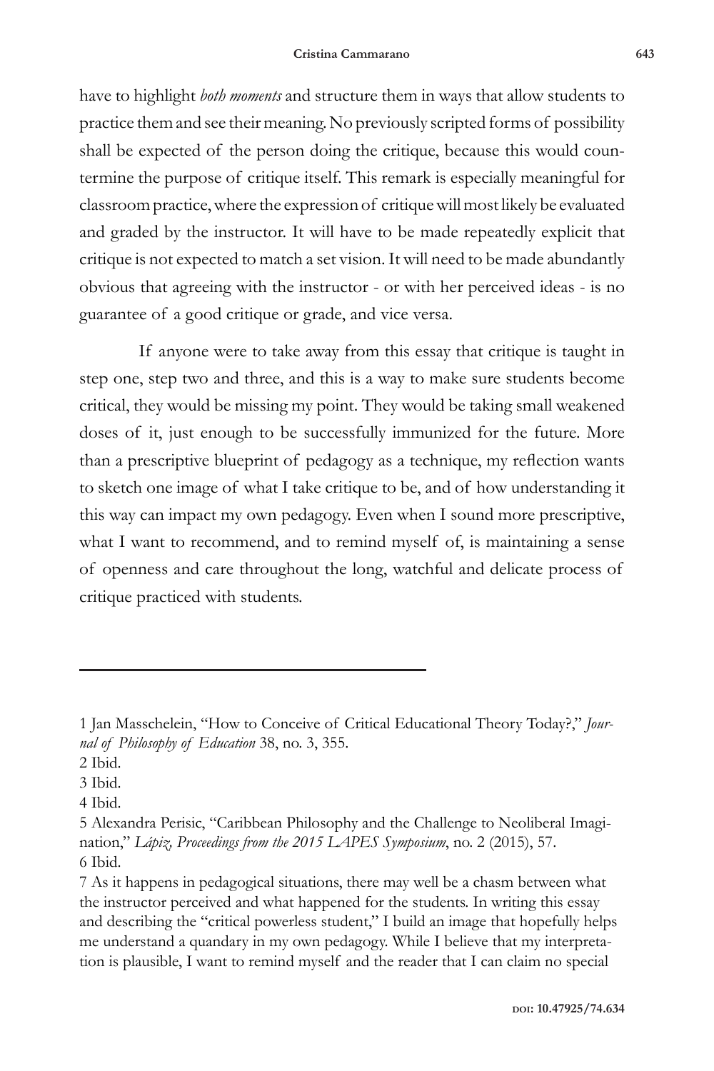have to highlight *both moments* and structure them in ways that allow students to practice them and see their meaning. No previously scripted forms of possibility shall be expected of the person doing the critique, because this would countermine the purpose of critique itself. This remark is especially meaningful for classroom practice, where the expression of critique will most likely be evaluated and graded by the instructor. It will have to be made repeatedly explicit that critique is not expected to match a set vision. It will need to be made abundantly obvious that agreeing with the instructor - or with her perceived ideas - is no guarantee of a good critique or grade, and vice versa.

If anyone were to take away from this essay that critique is taught in step one, step two and three, and this is a way to make sure students become critical, they would be missing my point. They would be taking small weakened doses of it, just enough to be successfully immunized for the future. More than a prescriptive blueprint of pedagogy as a technique, my reflection wants to sketch one image of what I take critique to be, and of how understanding it this way can impact my own pedagogy. Even when I sound more prescriptive, what I want to recommend, and to remind myself of, is maintaining a sense of openness and care throughout the long, watchful and delicate process of critique practiced with students.

---

1 Jan Masschelein, "How to Conceive of Critical Educational Theory Today?," *Journal of Philosophy of Education* 38, no. 3, 355.

2 Ibid.

3 Ibid.

4 Ibid.

5 Alexandra Perisic, "Caribbean Philosophy and the Challenge to Neoliberal Imagination," *Lápiz, Proceedings from the 2015 LAPES Symposium*, no. 2 (2015), 57.

6 Ibid.

7 As it happens in pedagogical situations, there may well be a chasm between what the instructor perceived and what happened for the students. In writing this essay and describing the "critical powerless student," I build an image that hopefully helps me understand a quandary in my own pedagogy. While I believe that my interpretation is plausible, I want to remind myself and the reader that I can claim no special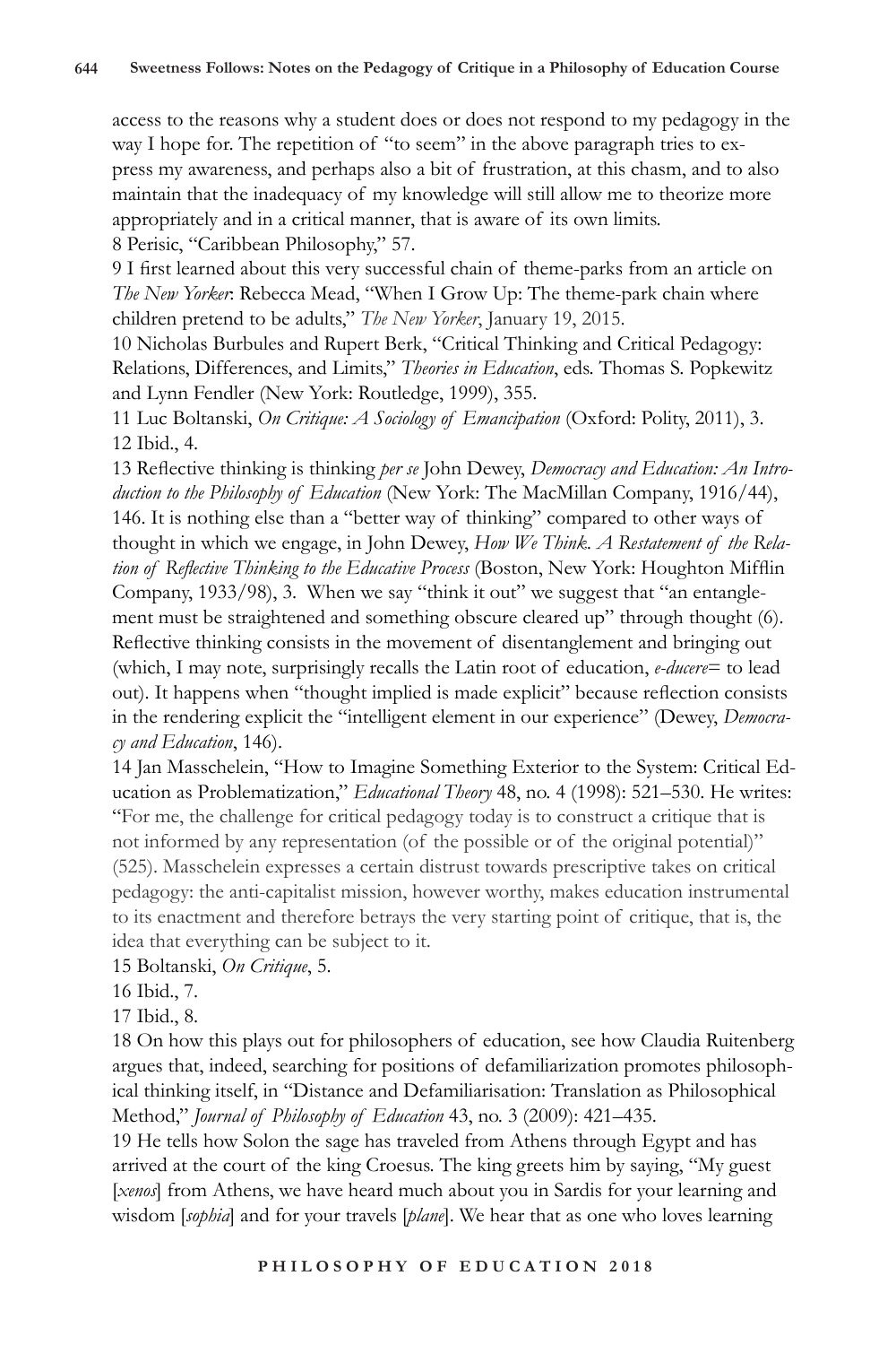access to the reasons why a student does or does not respond to my pedagogy in the way I hope for. The repetition of "to seem" in the above paragraph tries to express my awareness, and perhaps also a bit of frustration, at this chasm, and to also maintain that the inadequacy of my knowledge will still allow me to theorize more appropriately and in a critical manner, that is aware of its own limits.

8 Perisic, "Caribbean Philosophy," 57.

9 I first learned about this very successful chain of theme-parks from an article on *The New Yorker*: Rebecca Mead, "When I Grow Up: The theme-park chain where children pretend to be adults," *The New Yorker*, January 19, 2015.

10 Nicholas Burbules and Rupert Berk, "Critical Thinking and Critical Pedagogy: Relations, Differences, and Limits," *Theories in Education*, eds. Thomas S. Popkewitz and Lynn Fendler (New York: Routledge, 1999), 355.

11 Luc Boltanski, *On Critique: A Sociology of Emancipation* (Oxford: Polity, 2011), 3.

12 Ibid., 4.

13 Reflective thinking is thinking *per se* John Dewey, *Democracy and Education: An Introduction to the Philosophy of Education* (New York: The MacMillan Company, 1916/44), 146. It is nothing else than a "better way of thinking" compared to other ways of thought in which we engage, in John Dewey, *How We Think. A Restatement of the Relation of Reflective Thinking to the Educative Process* (Boston, New York: Houghton Mifflin Company, 1933/98), 3. When we say "think it out" we suggest that "an entanglement must be straightened and something obscure cleared up" through thought (6). Reflective thinking consists in the movement of disentanglement and bringing out (which, I may note, surprisingly recalls the Latin root of education, *e-ducere*= to lead out). It happens when "thought implied is made explicit" because reflection consists in the rendering explicit the "intelligent element in our experience" (Dewey, *Democracy and Education*, 146).

14 Jan Masschelein, "How to Imagine Something Exterior to the System: Critical Education as Problematization," *Educational Theory* 48, no. 4 (1998): 521–530. He writes: "For me, the challenge for critical pedagogy today is to construct a critique that is not informed by any representation (of the possible or of the original potential)" (525). Masschelein expresses a certain distrust towards prescriptive takes on critical pedagogy: the anti-capitalist mission, however worthy, makes education instrumental to its enactment and therefore betrays the very starting point of critique, that is, the idea that everything can be subject to it.

15 Boltanski, *On Critique*, 5.

16 Ibid., 7.

17 Ibid., 8.

18 On how this plays out for philosophers of education, see how Claudia Ruitenberg argues that, indeed, searching for positions of defamiliarization promotes philosophical thinking itself, in "Distance and Defamiliarisation: Translation as Philosophical Method," *Journal of Philosophy of Education* 43, no. 3 (2009): 421–435.

19 He tells how Solon the sage has traveled from Athens through Egypt and has arrived at the court of the king Croesus. The king greets him by saying, "My guest [*xenos*] from Athens, we have heard much about you in Sardis for your learning and wisdom [*sophia*] and for your travels [*plane*]. We hear that as one who loves learning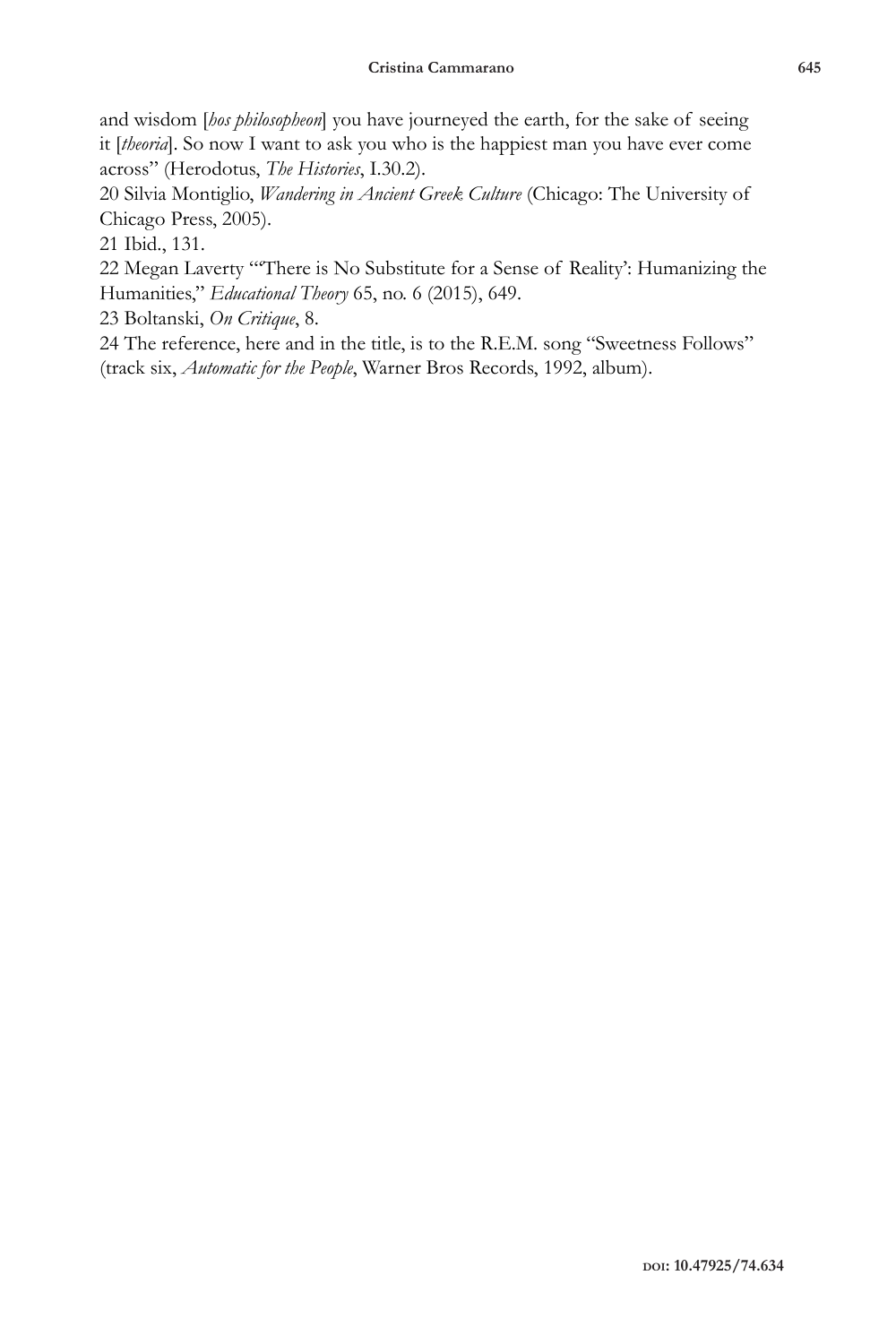and wisdom [*hos philosopheon*] you have journeyed the earth, for the sake of seeing it [*theoria*]. So now I want to ask you who is the happiest man you have ever come across" (Herodotus, *The Histories*, I.30.2).

20 Silvia Montiglio, *Wandering in Ancient Greek Culture* (Chicago: The University of Chicago Press, 2005).

21 Ibid., 131.

22 Megan Laverty "'There is No Substitute for a Sense of Reality': Humanizing the Humanities," *Educational Theory* 65, no. 6 (2015), 649.

23 Boltanski, *On Critique*, 8.

24 The reference, here and in the title, is to the R.E.M. song "Sweetness Follows" (track six, *Automatic for the People*, Warner Bros Records, 1992, album).